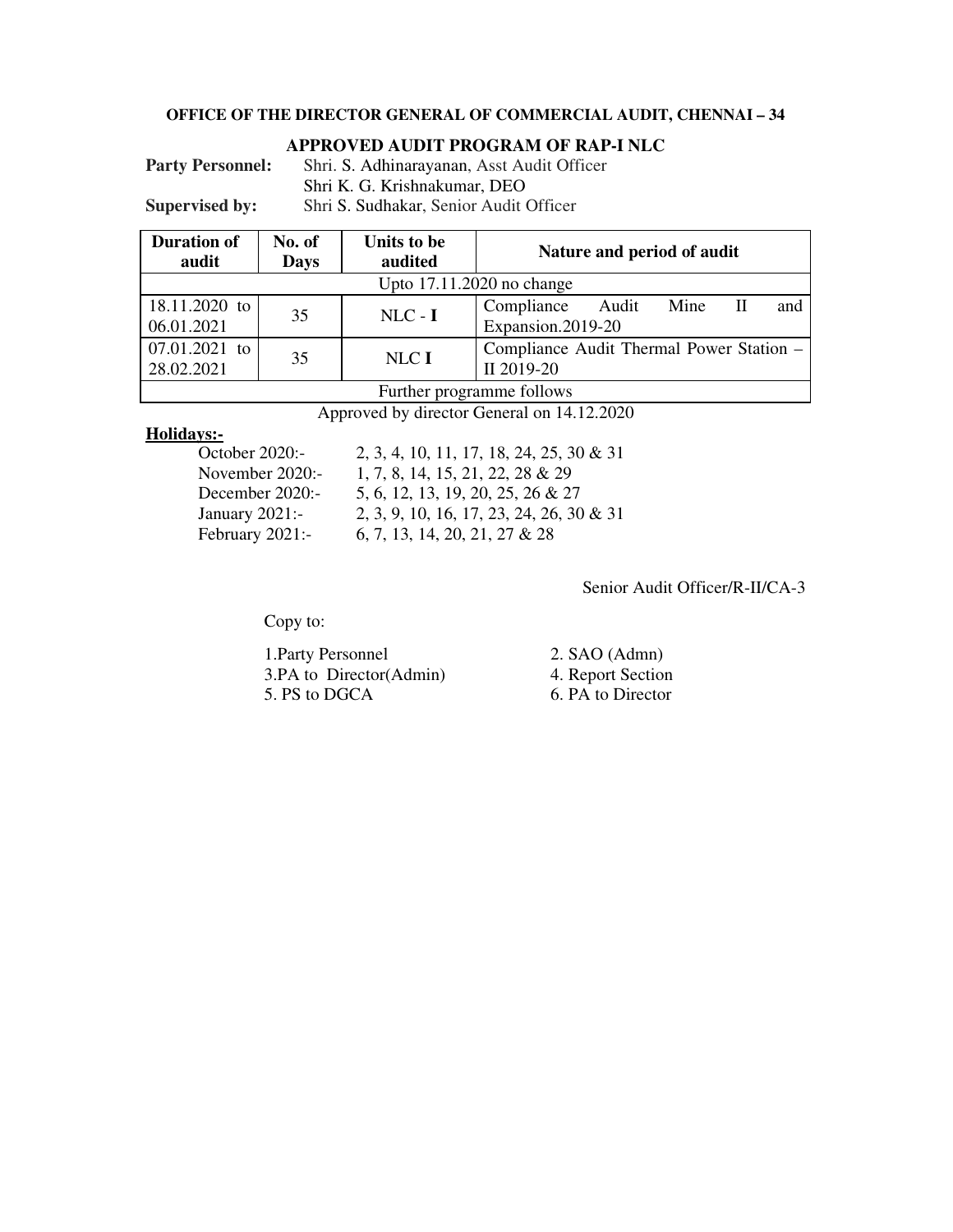**OFFICE OF THE DIRECTOR GENERAL OF COMMERCIAL AUDIT, CHENNAI – 34**

**APPROVED AUDIT PROGRAM OF RAP-I NLC**

**Party Personnel:** Shri. S. Adhinarayanan, Asst Audit Officer
Shri K. G. Krishnakumar, DEO

**Supervised by:** Shri S. Sudhakar, Senior Audit Officer

| Duration of audit | No. of Days | Units to be audited | Nature and period of audit |
|---|---|---|---|
| Upto 17.11.2020 no change | | | |
| 18.11.2020 to 06.01.2021 | 35 | NLC - **I** | Compliance Audit Mine II and Expansion.2019-20 |
| 07.01.2021 to 28.02.2021 | 35 | NLC **I** | Compliance Audit Thermal Power Station – II 2019-20 |
| Further programme follows | | | |

Approved by director General on 14.12.2020

**Holidays:-**

- October 2020:- 2, 3, 4, 10, 11, 17, 18, 24, 25, 30 & 31
- November 2020:- 1, 7, 8, 14, 15, 21, 22, 28 & 29
- December 2020:- 5, 6, 12, 13, 19, 20, 25, 26 & 27
- January 2021:- 2, 3, 9, 10, 16, 17, 23, 24, 26, 30 & 31
- February 2021:- 6, 7, 13, 14, 20, 21, 27 & 28

Senior Audit Officer/R-II/CA-3

Copy to:

1.Party Personnel
2. SAO (Admn)
3.PA to Director(Admin)
4. Report Section
5. PS to DGCA
6. PA to Director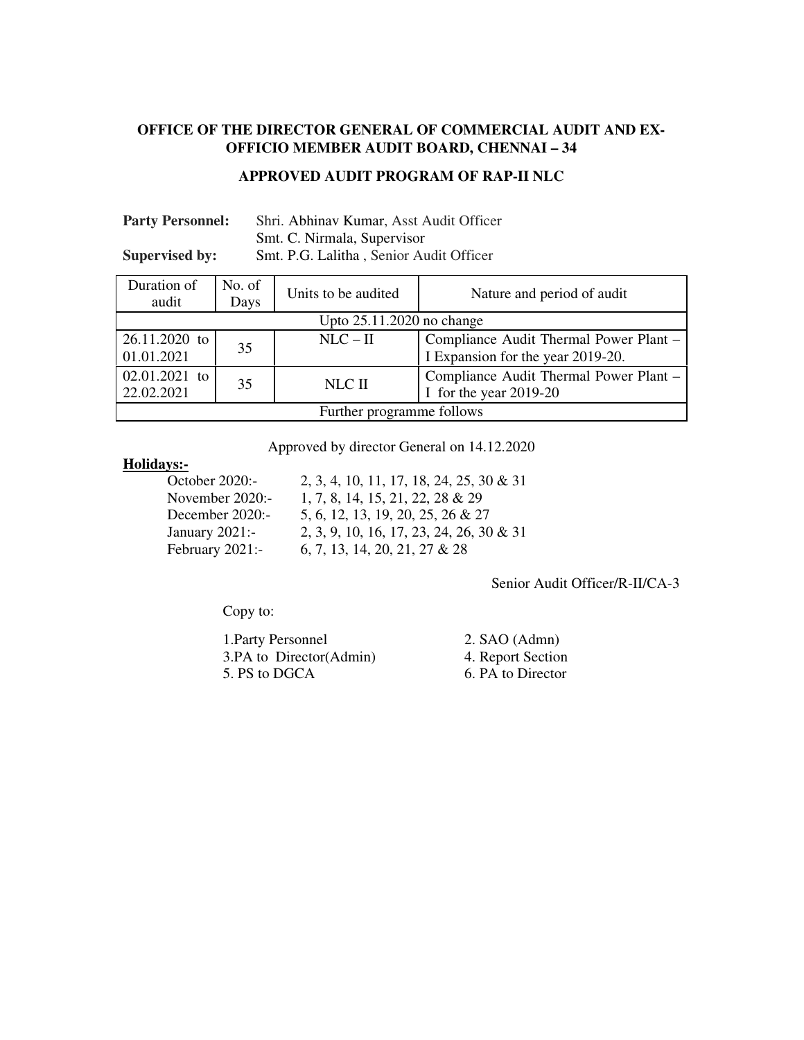**OFFICE OF THE DIRECTOR GENERAL OF COMMERCIAL AUDIT AND EX-OFFICIO MEMBER AUDIT BOARD, CHENNAI – 34**

**APPROVED AUDIT PROGRAM OF RAP-II NLC**

**Party Personnel:** Shri. Abhinav Kumar, Asst Audit Officer
Smt. C. Nirmala, Supervisor

**Supervised by:** Smt. P.G. Lalitha , Senior Audit Officer

| Duration of audit | No. of Days | Units to be audited | Nature and period of audit |
|---|---|---|---|
| Upto 25.11.2020 no change | | | |
| 26.11.2020 to 01.01.2021 | 35 | NLC – II | Compliance Audit Thermal Power Plant – I Expansion for the year 2019-20. |
| 02.01.2021 to 22.02.2021 | 35 | NLC II | Compliance Audit Thermal Power Plant – I for the year 2019-20 |
| Further programme follows | | | |

Approved by director General on 14.12.2020

**Holidays:-**

October 2020:- 2, 3, 4, 10, 11, 17, 18, 24, 25, 30 & 31
November 2020:- 1, 7, 8, 14, 15, 21, 22, 28 & 29
December 2020:- 5, 6, 12, 13, 19, 20, 25, 26 & 27
January 2021:- 2, 3, 9, 10, 16, 17, 23, 24, 26, 30 & 31
February 2021:- 6, 7, 13, 14, 20, 21, 27 & 28

Senior Audit Officer/R-II/CA-3

Copy to:

1.Party Personnel
2. SAO (Admn)
3.PA to Director(Admin)
4. Report Section
5. PS to DGCA
6. PA to Director